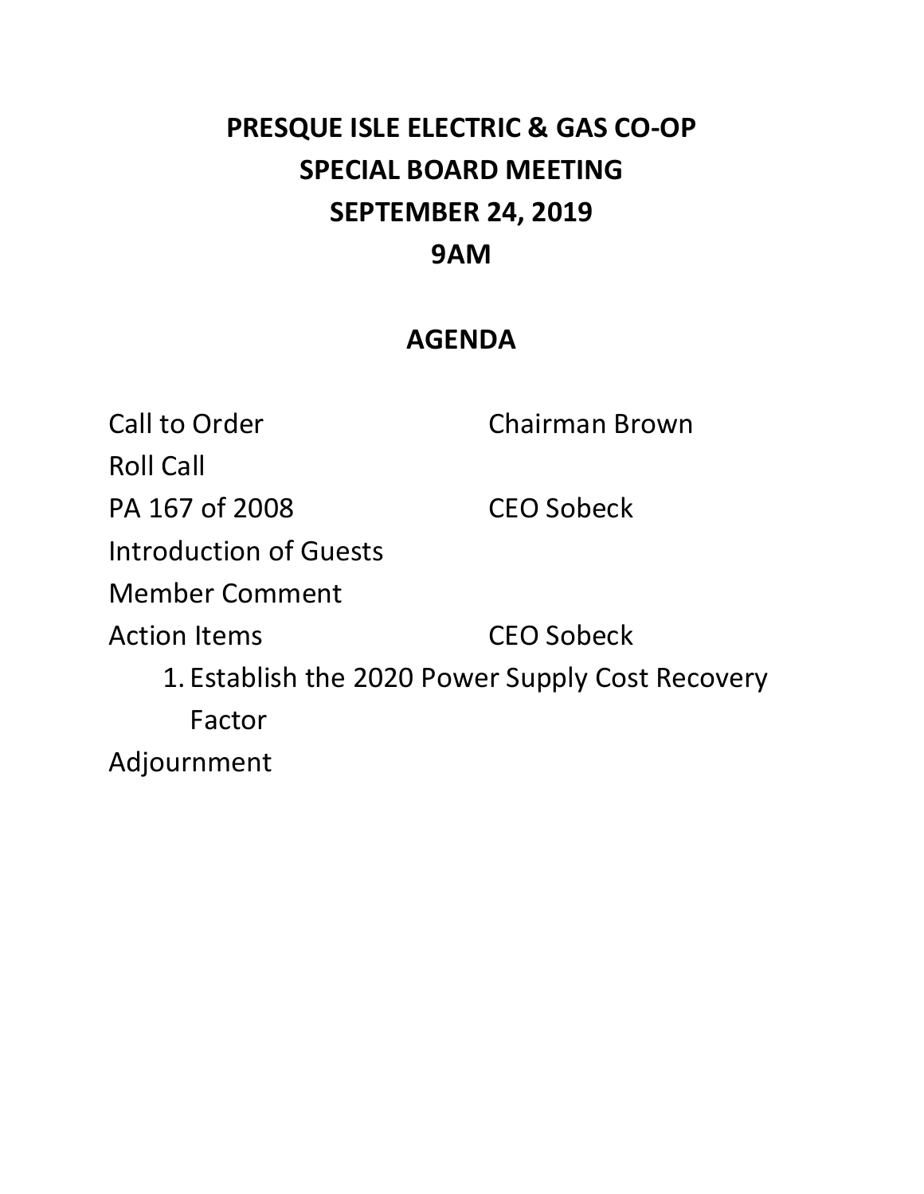# PRESQUE ISLE ELECTRIC & GAS CO-OP
# SPECIAL BOARD MEETING
# SEPTEMBER 24, 2019
# 9AM

## AGENDA

| | |
|---|---|
| Call to Order | Chairman Brown |
| Roll Call | |
| PA 167 of 2008 | CEO Sobeck |
| Introduction of Guests | |
| Member Comment | |
| Action Items | CEO Sobeck |

1. Establish the 2020 Power Supply Cost Recovery Factor

Adjournment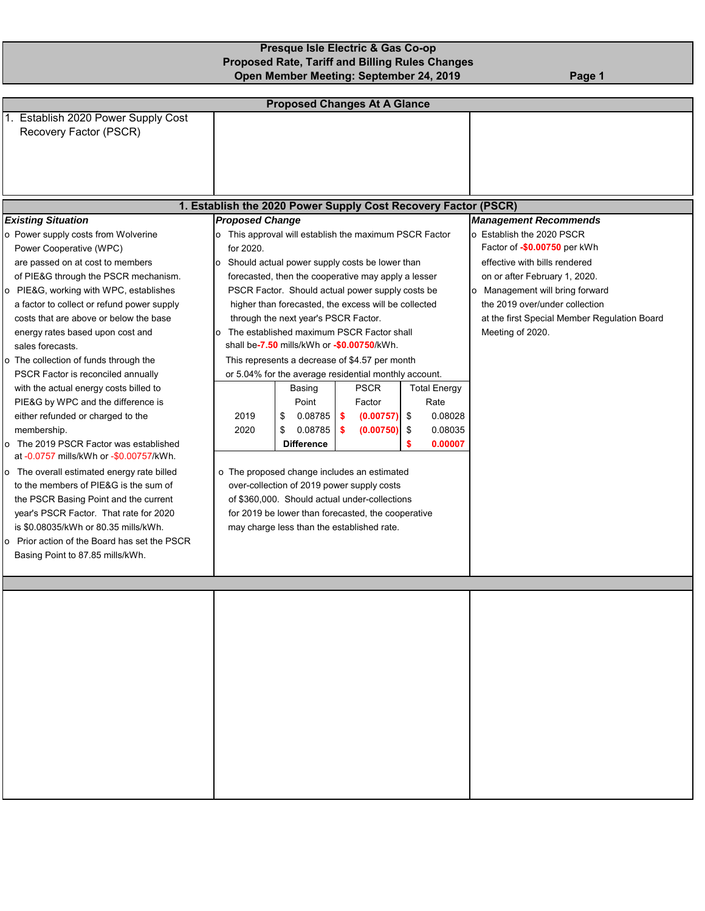# Presque Isle Electric & Gas Co-op
## Proposed Rate, Tariff and Billing Rules Changes
## Open Member Meeting: September 24, 2019

Page 1

## Proposed Changes At A Glance

1. Establish 2020 Power Supply Cost Recovery Factor (PSCR)

## 1. Establish the 2020 Power Supply Cost Recovery Factor (PSCR)

### *Existing Situation*

- Power supply costs from Wolverine Power Cooperative (WPC) are passed on at cost to members of PIE&G through the PSCR mechanism.
- PIE&G, working with WPC, establishes a factor to collect or refund power supply costs that are above or below the base energy rates based upon cost and sales forecasts.
- The collection of funds through the PSCR Factor is reconciled annually with the actual energy costs billed to PIE&G by WPC and the difference is either refunded or charged to the membership.
- The 2019 PSCR Factor was established at -0.0757 mills/kWh or -$0.00757/kWh.
- The overall estimated energy rate billed to the members of PIE&G is the sum of the PSCR Basing Point and the current year's PSCR Factor. That rate for 2020 is $0.08035/kWh or 80.35 mills/kWh.
- Prior action of the Board has set the PSCR Basing Point to 87.85 mills/kWh.

### *Proposed Change*

- This approval will establish the maximum PSCR Factor for 2020.
- Should actual power supply costs be lower than forecasted, then the cooperative may apply a lesser PSCR Factor. Should actual power supply costs be higher than forecasted, the excess will be collected through the next year's PSCR Factor.
- The established maximum PSCR Factor shall shall be **-7.50** mills/kWh or **-$0.00750**/kWh. This represents a decrease of $4.57 per month or 5.04% for the average residential monthly account.

| | Basing Point | PSCR Factor | Total Energy Rate |
|---|---|---|---|
| 2019 | $ 0.08785 | **$ (0.00757)** | $ 0.08028 |
| 2020 | $ 0.08785 | **$ (0.00750)** | $ 0.08035 |
| | **Difference** | | **$ 0.00007** |

- The proposed change includes an estimated over-collection of 2019 power supply costs of $360,000. Should actual under-collections for 2019 be lower than forecasted, the cooperative may charge less than the established rate.

### *Management Recommends*

- Establish the 2020 PSCR Factor of **-$0.00750** per kWh effective with bills rendered on or after February 1, 2020.
- Management will bring forward the 2019 over/under collection at the first Special Member Regulation Board Meeting of 2020.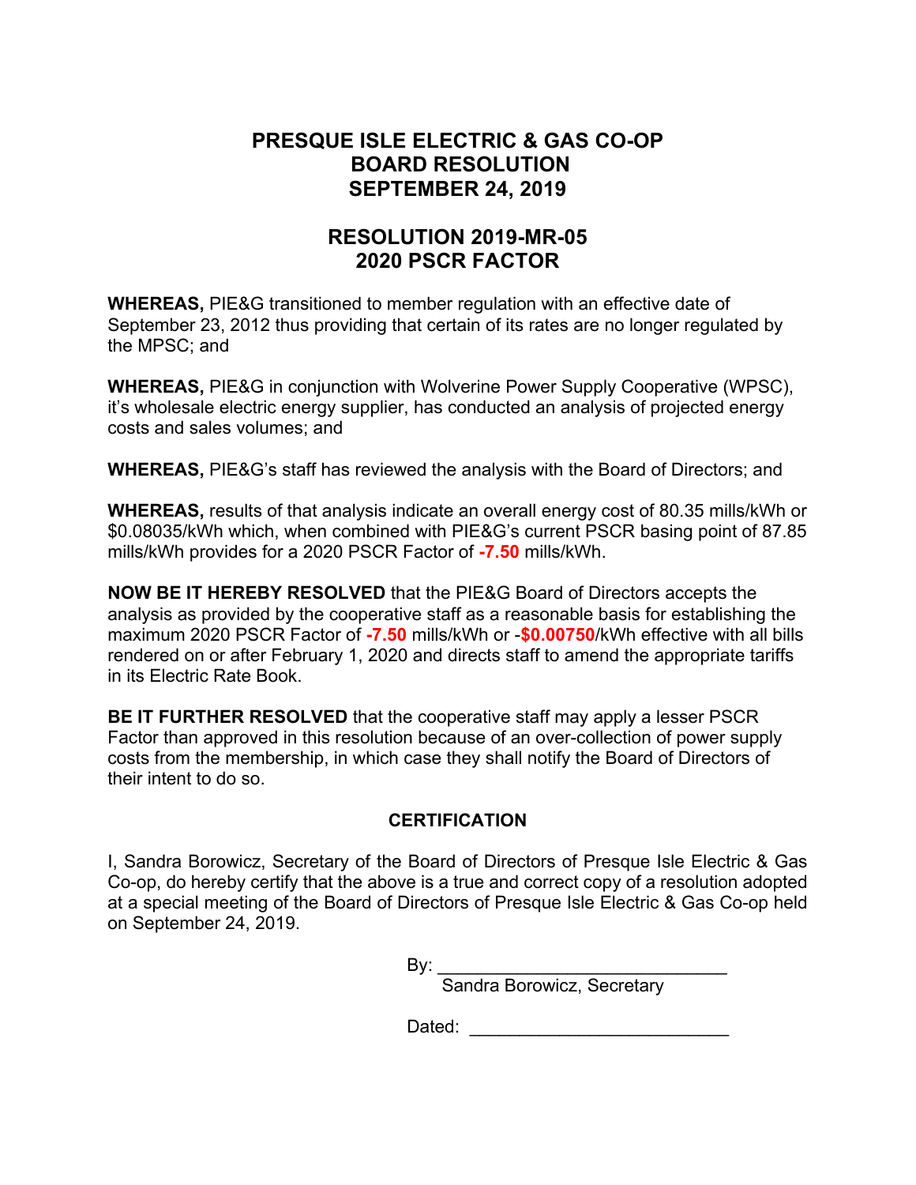# PRESQUE ISLE ELECTRIC & GAS CO-OP
# BOARD RESOLUTION
# SEPTEMBER 24, 2019

## RESOLUTION 2019-MR-05
## 2020 PSCR FACTOR

**WHEREAS,** PIE&G transitioned to member regulation with an effective date of September 23, 2012 thus providing that certain of its rates are no longer regulated by the MPSC; and

**WHEREAS,** PIE&G in conjunction with Wolverine Power Supply Cooperative (WPSC), it's wholesale electric energy supplier, has conducted an analysis of projected energy costs and sales volumes; and

**WHEREAS,** PIE&G's staff has reviewed the analysis with the Board of Directors; and

**WHEREAS,** results of that analysis indicate an overall energy cost of 80.35 mills/kWh or $0.08035/kWh which, when combined with PIE&G's current PSCR basing point of 87.85 mills/kWh provides for a 2020 PSCR Factor of **-7.50** mills/kWh.

**NOW BE IT HEREBY RESOLVED** that the PIE&G Board of Directors accepts the analysis as provided by the cooperative staff as a reasonable basis for establishing the maximum 2020 PSCR Factor of **-7.50** mills/kWh or -**$0.00750**/kWh effective with all bills rendered on or after February 1, 2020 and directs staff to amend the appropriate tariffs in its Electric Rate Book.

**BE IT FURTHER RESOLVED** that the cooperative staff may apply a lesser PSCR Factor than approved in this resolution because of an over-collection of power supply costs from the membership, in which case they shall notify the Board of Directors of their intent to do so.

### CERTIFICATION

I, Sandra Borowicz, Secretary of the Board of Directors of Presque Isle Electric & Gas Co-op, do hereby certify that the above is a true and correct copy of a resolution adopted at a special meeting of the Board of Directors of Presque Isle Electric & Gas Co-op held on September 24, 2019.

By: ______________________________
Sandra Borowicz, Secretary

Dated: ___________________________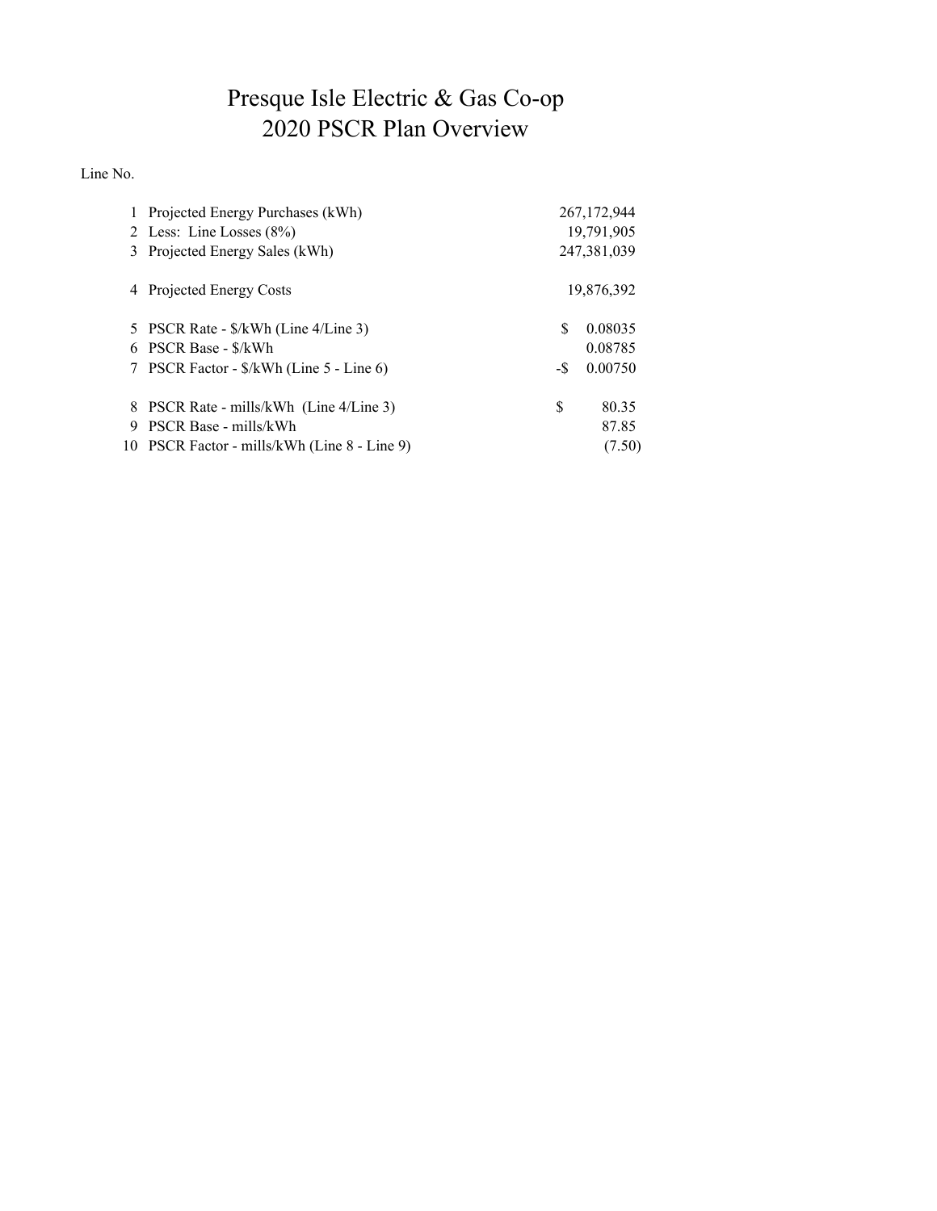# Presque Isle Electric & Gas Co-op
## 2020 PSCR Plan Overview

| Line No. | | | |
|---|---|---|---|
| 1 | Projected Energy Purchases (kWh) | | 267,172,944 |
| 2 | Less: Line Losses (8%) | | 19,791,905 |
| 3 | Projected Energy Sales (kWh) | | 247,381,039 |
| | | | |
| 4 | Projected Energy Costs | | 19,876,392 |
| | | | |
| 5 | PSCR Rate - $/kWh (Line 4/Line 3) | $ | 0.08035 |
| 6 | PSCR Base - $/kWh | | 0.08785 |
| 7 | PSCR Factor - $/kWh (Line 5 - Line 6) | -$ | 0.00750 |
| | | | |
| 8 | PSCR Rate - mills/kWh (Line 4/Line 3) | $ | 80.35 |
| 9 | PSCR Base - mills/kWh | | 87.85 |
| 10 | PSCR Factor - mills/kWh (Line 8 - Line 9) | | (7.50) |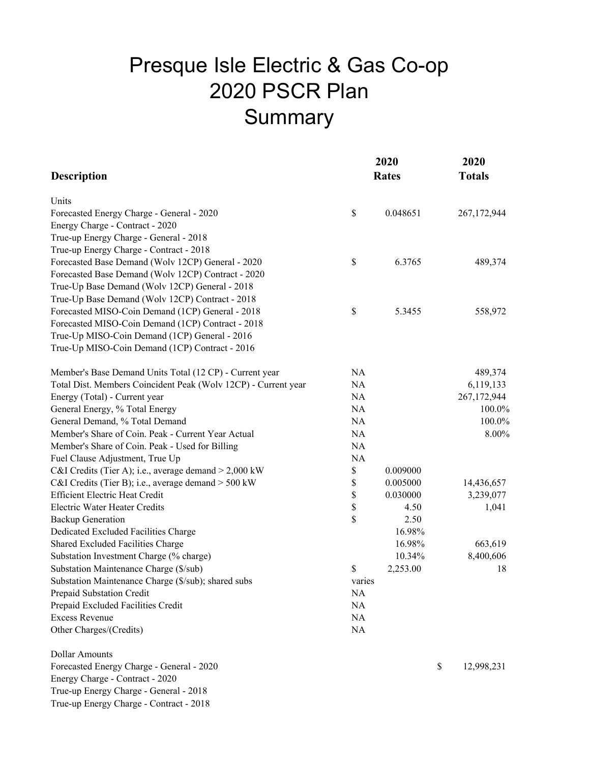# Presque Isle Electric & Gas Co-op
# 2020 PSCR Plan
# Summary

| Description | | 2020 Rates | | 2020 Totals |
|---|---|---|---|---|
| Units | | | | |
| Forecasted Energy Charge - General - 2020 | $ | 0.048651 | | 267,172,944 |
| Energy Charge - Contract - 2020 | | | | |
| True-up Energy Charge - General - 2018 | | | | |
| True-up Energy Charge - Contract - 2018 | | | | |
| Forecasted Base Demand (Wolv 12CP) General - 2020 | $ | 6.3765 | | 489,374 |
| Forecasted Base Demand (Wolv 12CP) Contract - 2020 | | | | |
| True-Up Base Demand (Wolv 12CP) General - 2018 | | | | |
| True-Up Base Demand (Wolv 12CP) Contract - 2018 | | | | |
| Forecasted MISO-Coin Demand (1CP) General - 2018 | $ | 5.3455 | | 558,972 |
| Forecasted MISO-Coin Demand (1CP) Contract - 2018 | | | | |
| True-Up MISO-Coin Demand (1CP) General - 2016 | | | | |
| True-Up MISO-Coin Demand (1CP) Contract - 2016 | | | | |
| | | | | |
| Member's Base Demand Units Total (12 CP) - Current year | NA | | | 489,374 |
| Total Dist. Members Coincident Peak (Wolv 12CP) - Current year | NA | | | 6,119,133 |
| Energy (Total) - Current year | NA | | | 267,172,944 |
| General Energy, % Total Energy | NA | | | 100.0% |
| General Demand, % Total Demand | NA | | | 100.0% |
| Member's Share of Coin. Peak - Current Year Actual | NA | | | 8.00% |
| Member's Share of Coin. Peak - Used for Billing | NA | | | |
| Fuel Clause Adjustment, True Up | NA | | | |
| C&I Credits (Tier A); i.e., average demand > 2,000 kW | $ | 0.009000 | | |
| C&I Credits (Tier B); i.e., average demand > 500 kW | $ | 0.005000 | | 14,436,657 |
| Efficient Electric Heat Credit | $ | 0.030000 | | 3,239,077 |
| Electric Water Heater Credits | $ | 4.50 | | 1,041 |
| Backup Generation | $ | 2.50 | | |
| Dedicated Excluded Facilities Charge | | 16.98% | | |
| Shared Excluded Facilities Charge | | 16.98% | | 663,619 |
| Substation Investment Charge (% charge) | | 10.34% | | 8,400,606 |
| Substation Maintenance Charge ($/sub) | $ | 2,253.00 | | 18 |
| Substation Maintenance Charge ($/sub); shared subs | varies | | | |
| Prepaid Substation Credit | NA | | | |
| Prepaid Excluded Facilities Credit | NA | | | |
| Excess Revenue | NA | | | |
| Other Charges/(Credits) | NA | | | |
| | | | | |
| Dollar Amounts | | | | |
| Forecasted Energy Charge - General - 2020 | | | $ | 12,998,231 |
| Energy Charge - Contract - 2020 | | | | |
| True-up Energy Charge - General - 2018 | | | | |
| True-up Energy Charge - Contract - 2018 | | | | |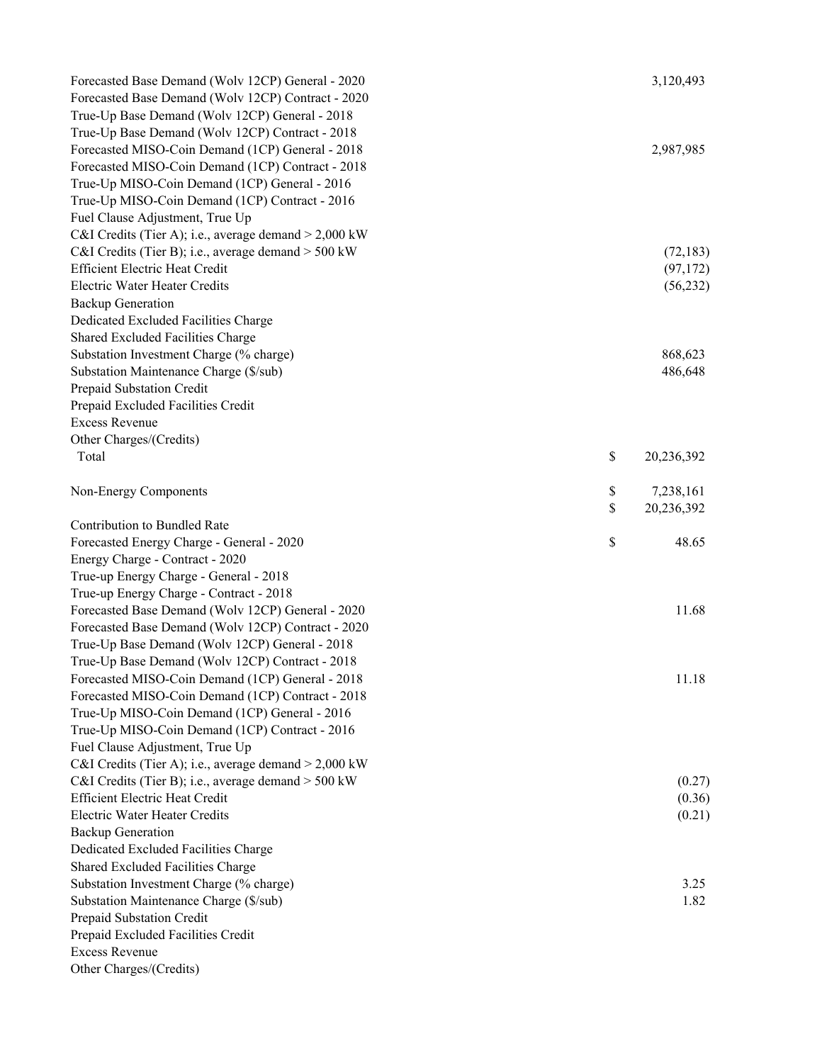| | | |
|---|---|---|
| Forecasted Base Demand (Wolv 12CP) General - 2020 | | 3,120,493 |
| Forecasted Base Demand (Wolv 12CP) Contract - 2020 | | |
| True-Up Base Demand (Wolv 12CP) General - 2018 | | |
| True-Up Base Demand (Wolv 12CP) Contract - 2018 | | |
| Forecasted MISO-Coin Demand (1CP) General - 2018 | | 2,987,985 |
| Forecasted MISO-Coin Demand (1CP) Contract - 2018 | | |
| True-Up MISO-Coin Demand (1CP) General - 2016 | | |
| True-Up MISO-Coin Demand (1CP) Contract - 2016 | | |
| Fuel Clause Adjustment, True Up | | |
| C&I Credits (Tier A); i.e., average demand > 2,000 kW | | |
| C&I Credits (Tier B); i.e., average demand > 500 kW | | (72,183) |
| Efficient Electric Heat Credit | | (97,172) |
| Electric Water Heater Credits | | (56,232) |
| Backup Generation | | |
| Dedicated Excluded Facilities Charge | | |
| Shared Excluded Facilities Charge | | |
| Substation Investment Charge (% charge) | | 868,623 |
| Substation Maintenance Charge ($/sub) | | 486,648 |
| Prepaid Substation Credit | | |
| Prepaid Excluded Facilities Credit | | |
| Excess Revenue | | |
| Other Charges/(Credits) | | |
| Total | $ | 20,236,392 |
| | | |
| Non-Energy Components | $ | 7,238,161 |
| | $ | 20,236,392 |
| Contribution to Bundled Rate | | |
| Forecasted Energy Charge - General - 2020 | $ | 48.65 |
| Energy Charge - Contract - 2020 | | |
| True-up Energy Charge - General - 2018 | | |
| True-up Energy Charge - Contract - 2018 | | |
| Forecasted Base Demand (Wolv 12CP) General - 2020 | | 11.68 |
| Forecasted Base Demand (Wolv 12CP) Contract - 2020 | | |
| True-Up Base Demand (Wolv 12CP) General - 2018 | | |
| True-Up Base Demand (Wolv 12CP) Contract - 2018 | | |
| Forecasted MISO-Coin Demand (1CP) General - 2018 | | 11.18 |
| Forecasted MISO-Coin Demand (1CP) Contract - 2018 | | |
| True-Up MISO-Coin Demand (1CP) General - 2016 | | |
| True-Up MISO-Coin Demand (1CP) Contract - 2016 | | |
| Fuel Clause Adjustment, True Up | | |
| C&I Credits (Tier A); i.e., average demand > 2,000 kW | | |
| C&I Credits (Tier B); i.e., average demand > 500 kW | | (0.27) |
| Efficient Electric Heat Credit | | (0.36) |
| Electric Water Heater Credits | | (0.21) |
| Backup Generation | | |
| Dedicated Excluded Facilities Charge | | |
| Shared Excluded Facilities Charge | | |
| Substation Investment Charge (% charge) | | 3.25 |
| Substation Maintenance Charge ($/sub) | | 1.82 |
| Prepaid Substation Credit | | |
| Prepaid Excluded Facilities Credit | | |
| Excess Revenue | | |
| Other Charges/(Credits) | | |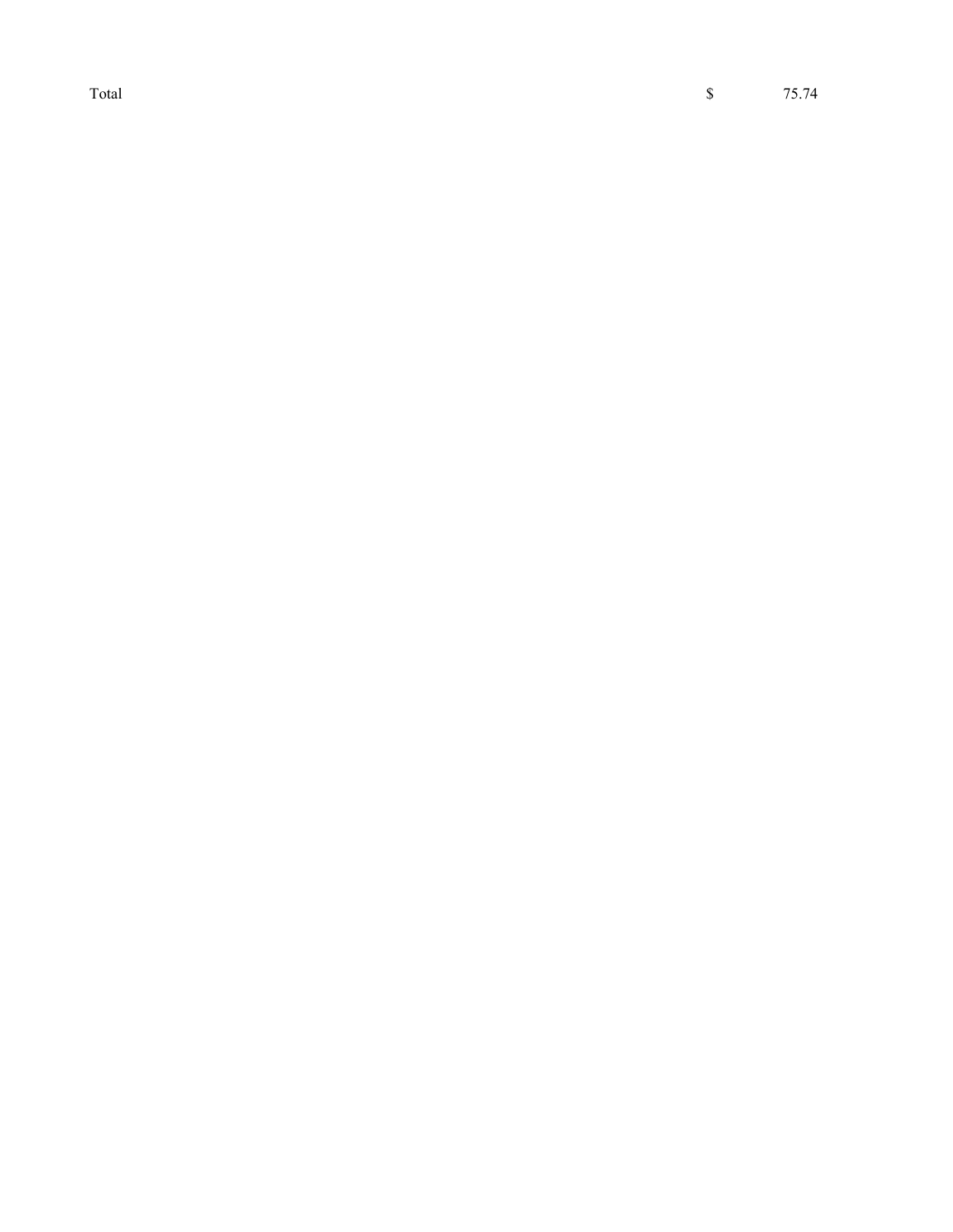| | | |
|---|---|---|
| Total | $ | 75.74 |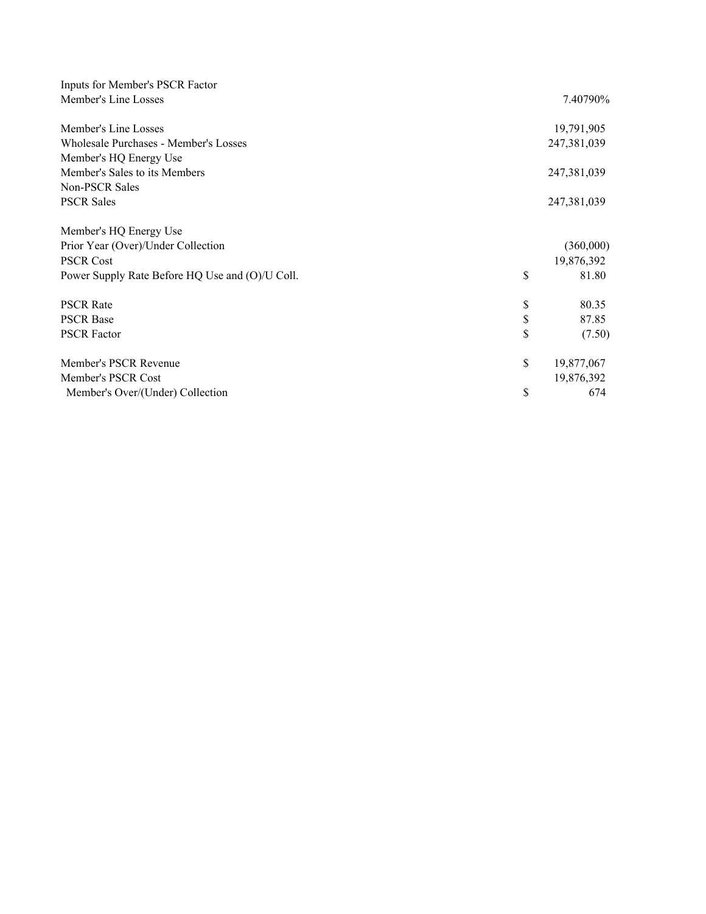| Inputs for Member's PSCR Factor | | |
| --- | --- | --- |
| Member's Line Losses | | 7.40790% |
| | | |
| Member's Line Losses | | 19,791,905 |
| Wholesale Purchases - Member's Losses | | 247,381,039 |
| Member's HQ Energy Use | | |
| Member's Sales to its Members | | 247,381,039 |
| Non-PSCR Sales | | |
| PSCR Sales | | 247,381,039 |
| | | |
| Member's HQ Energy Use | | |
| Prior Year (Over)/Under Collection | | (360,000) |
| PSCR Cost | | 19,876,392 |
| Power Supply Rate Before HQ Use and (O)/U Coll. | $ | 81.80 |
| | | |
| PSCR Rate | $ | 80.35 |
| PSCR Base | $ | 87.85 |
| PSCR Factor | $ | (7.50) |
| | | |
| Member's PSCR Revenue | $ | 19,877,067 |
| Member's PSCR Cost | | 19,876,392 |
| Member's Over/(Under) Collection | $ | 674 |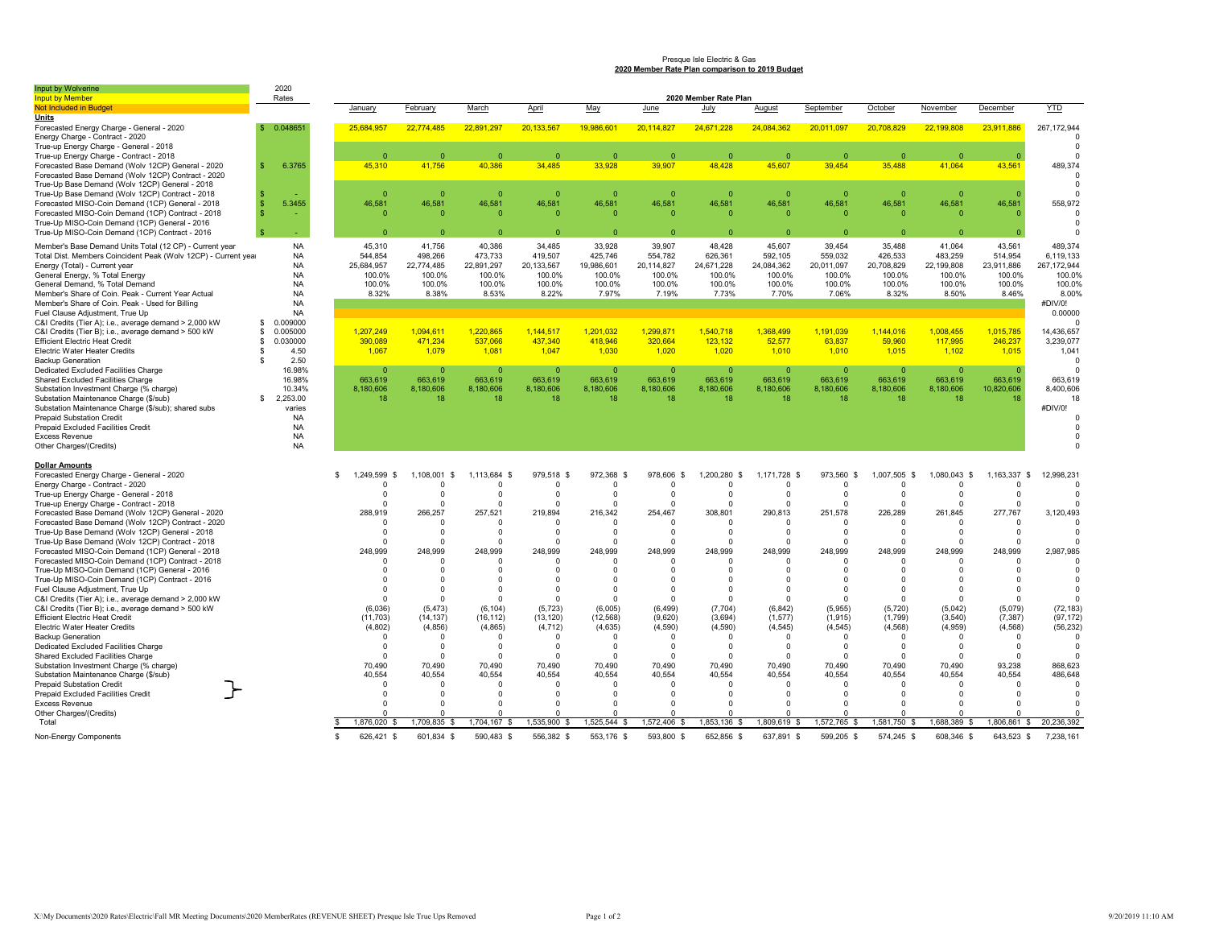Presque Isle Electric & Gas
**2020 Member Rate Plan comparison to 2019 Budget**

| | 2020 Rates | | | | | | 2020 Member Rate Plan | | | | | | | |
|---|---|---|---|---|---|---|---|---|---|---|---|---|---|---|
| Input by Wolverine | | | | | | | | | | | | | | |
| Input by Member | | | | | | | | | | | | | | |
| Not Included in Budget | | January | February | March | April | May | June | July | August | September | October | November | December | YTD |
| **Units** | | | | | | | | | | | | | | |
| Forecasted Energy Charge - General - 2020 | $ 0.048651 | 25,684,957 | 22,774,485 | 22,891,297 | 20,133,567 | 19,986,601 | 20,114,827 | 24,671,228 | 24,084,362 | 20,011,097 | 20,708,829 | 22,199,808 | 23,911,886 | 267,172,944 |
| Energy Charge - Contract - 2020 | | | | | | | | | | | | | | 0 |
| True-up Energy Charge - General - 2018 | | | | | | | | | | | | | | 0 |
| True-up Energy Charge - Contract - 2018 | | 0 | 0 | 0 | 0 | 0 | 0 | 0 | 0 | 0 | 0 | 0 | 0 | 0 |
| Forecasted Base Demand (Wolv 12CP) General - 2020 | $ 6.3765 | 45,310 | 41,756 | 40,386 | 34,485 | 33,928 | 39,907 | 48,428 | 45,607 | 39,454 | 35,488 | 41,064 | 43,561 | 489,374 |
| Forecasted Base Demand (Wolv 12CP) Contract - 2020 | | | | | | | | | | | | | | 0 |
| True-Up Base Demand (Wolv 12CP) General - 2018 | | | | | | | | | | | | | | 0 |
| True-Up Base Demand (Wolv 12CP) Contract - 2018 | $ - | 0 | 0 | 0 | 0 | 0 | 0 | 0 | 0 | 0 | 0 | 0 | 0 | 0 |
| Forecasted MISO-Coin Demand (1CP) General - 2018 | $ 5.3455 | 46,581 | 46,581 | 46,581 | 46,581 | 46,581 | 46,581 | 46,581 | 46,581 | 46,581 | 46,581 | 46,581 | 46,581 | 558,972 |
| Forecasted MISO-Coin Demand (1CP) Contract - 2018 | $ - | 0 | 0 | 0 | 0 | 0 | 0 | 0 | 0 | 0 | 0 | 0 | 0 | 0 |
| True-Up MISO-Coin Demand (1CP) General - 2016 | | | | | | | | | | | | | | 0 |
| True-Up MISO-Coin Demand (1CP) Contract - 2016 | $ - | 0 | 0 | 0 | 0 | 0 | 0 | 0 | 0 | 0 | 0 | 0 | 0 | 0 |
| Member's Base Demand Units Total (12 CP) - Current year | NA | 45,310 | 41,756 | 40,386 | 34,485 | 33,928 | 39,907 | 48,428 | 45,607 | 39,454 | 35,488 | 41,064 | 43,561 | 489,374 |
| Total Dist. Members Coincident Peak (Wolv 12CP) - Current year | NA | 544,854 | 498,266 | 473,733 | 419,507 | 425,746 | 554,782 | 626,361 | 592,105 | 559,032 | 426,533 | 483,259 | 514,954 | 6,119,133 |
| Energy (Total) - Current year | NA | 25,684,957 | 22,774,485 | 22,891,297 | 20,133,567 | 19,986,601 | 20,114,827 | 24,671,228 | 24,084,362 | 20,011,097 | 20,708,829 | 22,199,808 | 23,911,886 | 267,172,944 |
| General Energy, % Total Energy | NA | 100.0% | 100.0% | 100.0% | 100.0% | 100.0% | 100.0% | 100.0% | 100.0% | 100.0% | 100.0% | 100.0% | 100.0% | 100.0% |
| General Demand, % Total Demand | NA | 100.0% | 100.0% | 100.0% | 100.0% | 100.0% | 100.0% | 100.0% | 100.0% | 100.0% | 100.0% | 100.0% | 100.0% | 100.0% |
| Member's Share of Coin. Peak - Current Year Actual | NA | 8.32% | 8.38% | 8.53% | 8.22% | 7.97% | 7.19% | 7.73% | 7.70% | 7.06% | 8.32% | 8.50% | 8.46% | 8.00% |
| Member's Share of Coin. Peak - Used for Billing | NA | | | | | | | | | | | | | #DIV/0! |
| Fuel Clause Adjustment, True Up | NA | | | | | | | | | | | | | 0.00000 |
| C&I Credits (Tier A); i.e., average demand > 2,000 kW | $ 0.009000 | | | | | | | | | | | | | 0 |
| C&I Credits (Tier B); i.e., average demand > 500 kW | $ 0.005000 | 1,207,249 | 1,094,611 | 1,220,865 | 1,144,517 | 1,201,032 | 1,299,871 | 1,540,718 | 1,368,499 | 1,191,039 | 1,144,016 | 1,008,455 | 1,015,785 | 14,436,657 |
| Efficient Electric Heat Credit | $ 0.030000 | 390,089 | 471,234 | 537,066 | 437,340 | 418,946 | 320,664 | 123,132 | 52,577 | 63,837 | 59,960 | 117,995 | 246,237 | 3,239,077 |
| Electric Water Heater Credits | $ 4.50 | 1,067 | 1,079 | 1,081 | 1,047 | 1,030 | 1,020 | 1,020 | 1,010 | 1,010 | 1,015 | 1,102 | 1,015 | 1,041 |
| Backup Generation | $ 2.50 | | | | | | | | | | | | | 0 |
| Dedicated Excluded Facilities Charge | 16.98% | 0 | 0 | 0 | 0 | 0 | 0 | 0 | 0 | 0 | 0 | 0 | 0 | 0 |
| Shared Excluded Facilities Charge | 16.98% | 663,619 | 663,619 | 663,619 | 663,619 | 663,619 | 663,619 | 663,619 | 663,619 | 663,619 | 663,619 | 663,619 | 663,619 | 663,619 |
| Substation Investment Charge (% charge) | 10.34% | 8,180,606 | 8,180,606 | 8,180,606 | 8,180,606 | 8,180,606 | 8,180,606 | 8,180,606 | 8,180,606 | 8,180,606 | 8,180,606 | 8,180,606 | 10,820,606 | 8,400,606 |
| Substation Maintenance Charge ($/sub) | $ 2,253.00 | 18 | 18 | 18 | 18 | 18 | 18 | 18 | 18 | 18 | 18 | 18 | 18 | 18 |
| Substation Maintenance Charge ($/sub); shared subs | varies | | | | | | | | | | | | | #DIV/0! |
| Prepaid Substation Credit | NA | | | | | | | | | | | | | 0 |
| Prepaid Excluded Facilities Credit | NA | | | | | | | | | | | | | 0 |
| Excess Revenue | NA | | | | | | | | | | | | | 0 |
| Other Charges/(Credits) | NA | | | | | | | | | | | | | 0 |
| **Dollar Amounts** | | | | | | | | | | | | | | |
| Forecasted Energy Charge - General - 2020 | | $ 1,249,599 | $ 1,108,001 | $ 1,113,684 | $ 979,518 | $ 972,368 | $ 978,606 | $ 1,200,280 | $ 1,171,728 | $ 973,560 | $ 1,007,505 | $ 1,080,043 | $ 1,163,337 | $ 12,998,231 |
| Energy Charge - Contract - 2020 | | 0 | 0 | 0 | 0 | 0 | 0 | 0 | 0 | 0 | 0 | 0 | 0 | 0 |
| True-up Energy Charge - General - 2018 | | 0 | 0 | 0 | 0 | 0 | 0 | 0 | 0 | 0 | 0 | 0 | 0 | 0 |
| True-up Energy Charge - Contract - 2018 | | 0 | 0 | 0 | 0 | 0 | 0 | 0 | 0 | 0 | 0 | 0 | 0 | 0 |
| Forecasted Base Demand (Wolv 12CP) General - 2020 | | 288,919 | 266,257 | 257,521 | 219,894 | 216,342 | 254,467 | 308,801 | 290,813 | 251,578 | 226,289 | 261,845 | 277,767 | 3,120,493 |
| Forecasted Base Demand (Wolv 12CP) Contract - 2020 | | 0 | 0 | 0 | 0 | 0 | 0 | 0 | 0 | 0 | 0 | 0 | 0 | 0 |
| True-Up Base Demand (Wolv 12CP) General - 2018 | | 0 | 0 | 0 | 0 | 0 | 0 | 0 | 0 | 0 | 0 | 0 | 0 | 0 |
| True-Up Base Demand (Wolv 12CP) Contract - 2018 | | 0 | 0 | 0 | 0 | 0 | 0 | 0 | 0 | 0 | 0 | 0 | 0 | 0 |
| Forecasted MISO-Coin Demand (1CP) General - 2018 | | 248,999 | 248,999 | 248,999 | 248,999 | 248,999 | 248,999 | 248,999 | 248,999 | 248,999 | 248,999 | 248,999 | 248,999 | 2,987,985 |
| Forecasted MISO-Coin Demand (1CP) Contract - 2018 | | 0 | 0 | 0 | 0 | 0 | 0 | 0 | 0 | 0 | 0 | 0 | 0 | 0 |
| True-Up MISO-Coin Demand (1CP) General - 2016 | | 0 | 0 | 0 | 0 | 0 | 0 | 0 | 0 | 0 | 0 | 0 | 0 | 0 |
| True-Up MISO-Coin Demand (1CP) Contract - 2016 | | 0 | 0 | 0 | 0 | 0 | 0 | 0 | 0 | 0 | 0 | 0 | 0 | 0 |
| Fuel Clause Adjustment, True Up | | 0 | 0 | 0 | 0 | 0 | 0 | 0 | 0 | 0 | 0 | 0 | 0 | 0 |
| C&I Credits (Tier A); i.e., average demand > 2,000 kW | | 0 | 0 | 0 | 0 | 0 | 0 | 0 | 0 | 0 | 0 | 0 | 0 | 0 |
| C&I Credits (Tier B); i.e., average demand > 500 kW | | (6,036) | (5,473) | (6,104) | (5,723) | (6,005) | (6,499) | (7,704) | (6,842) | (5,955) | (5,720) | (5,042) | (5,079) | (72,183) |
| Efficient Electric Heat Credit | | (11,703) | (14,137) | (16,112) | (13,120) | (12,568) | (9,620) | (3,694) | (1,577) | (1,915) | (1,799) | (3,540) | (7,387) | (97,172) |
| Electric Water Heater Credits | | (4,802) | (4,856) | (4,865) | (4,712) | (4,635) | (4,590) | (4,590) | (4,545) | (4,545) | (4,568) | (4,959) | (4,568) | (56,232) |
| Backup Generation | | 0 | 0 | 0 | 0 | 0 | 0 | 0 | 0 | 0 | 0 | 0 | 0 | 0 |
| Dedicated Excluded Facilities Charge | | 0 | 0 | 0 | 0 | 0 | 0 | 0 | 0 | 0 | 0 | 0 | 0 | 0 |
| Shared Excluded Facilities Charge | | 0 | 0 | 0 | 0 | 0 | 0 | 0 | 0 | 0 | 0 | 0 | 0 | 0 |
| Substation Investment Charge (% charge) | | 70,490 | 70,490 | 70,490 | 70,490 | 70,490 | 70,490 | 70,490 | 70,490 | 70,490 | 70,490 | 70,490 | 93,238 | 868,623 |
| Substation Maintenance Charge ($/sub) | | 40,554 | 40,554 | 40,554 | 40,554 | 40,554 | 40,554 | 40,554 | 40,554 | 40,554 | 40,554 | 40,554 | 40,554 | 486,648 |
| Prepaid Substation Credit | | 0 | 0 | 0 | 0 | 0 | 0 | 0 | 0 | 0 | 0 | 0 | 0 | 0 |
| Prepaid Excluded Facilities Credit | | 0 | 0 | 0 | 0 | 0 | 0 | 0 | 0 | 0 | 0 | 0 | 0 | 0 |
| Excess Revenue | | 0 | 0 | 0 | 0 | 0 | 0 | 0 | 0 | 0 | 0 | 0 | 0 | 0 |
| Other Charges/(Credits) | | 0 | 0 | 0 | 0 | 0 | 0 | 0 | 0 | 0 | 0 | 0 | 0 | 0 |
| Total | | $ 1,876,020 | $ 1,709,835 | $ 1,704,167 | $ 1,535,900 | $ 1,525,544 | $ 1,572,406 | $ 1,853,136 | $ 1,809,619 | $ 1,572,765 | $ 1,581,750 | $ 1,688,389 | $ 1,806,861 | $ 20,236,392 |
| Non-Energy Components | | $ 626,421 | $ 601,834 | $ 590,483 | $ 556,382 | $ 553,176 | $ 593,800 | $ 652,856 | $ 637,891 | $ 599,205 | $ 574,245 | $ 608,346 | $ 643,523 | $ 7,238,161 |

X:\My Documents\2020 Rates\Electric\Fall MR Meeting Documents\2020 MemberRates (REVENUE SHEET) Presque Isle True Ups Removed    9/20/2019 11:10 AM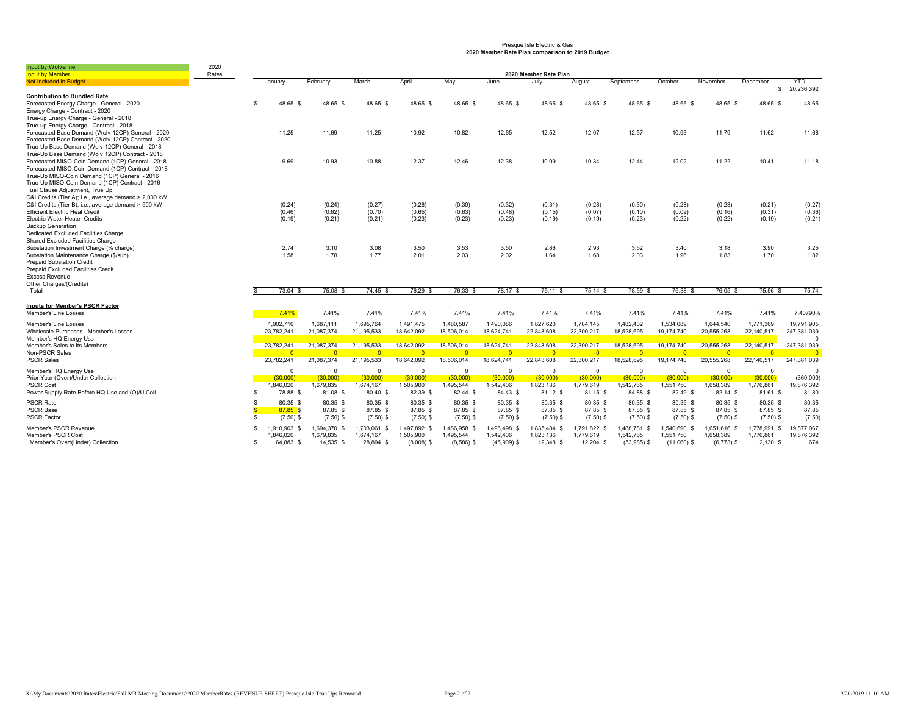Presque Isle Electric & Gas

**2020 Member Rate Plan comparison to 2019 Budget**

| Input by Wolverine | 2020 Rates | 2020 Member Rate Plan | | | | | | | | | | | | |
|---|---|---|---|---|---|---|---|---|---|---|---|---|---|---|
| Input by Member | | | | | | | | | | | | | | |
| Not Included in Budget | | January | February | March | April | May | June | July | August | September | October | November | December | YTD |
| | | | | | | | | | | | | | | $ 20,236,392 |
| **Contribution to Bundled Rate** | | | | | | | | | | | | | | |
| Forecasted Energy Charge - General - 2020 | | $ 48.65 | $ 48.65 | $ 48.65 | $ 48.65 | $ 48.65 | $ 48.65 | $ 48.65 | $ 48.65 | $ 48.65 | $ 48.65 | $ 48.65 | $ 48.65 | 48.65 |
| Energy Charge - Contract - 2020 | | | | | | | | | | | | | | |
| True-up Energy Charge - General - 2018 | | | | | | | | | | | | | | |
| True-up Energy Charge - Contract - 2018 | | | | | | | | | | | | | | |
| Forecasted Base Demand (Wolv 12CP) General - 2020 | | 11.25 | 11.69 | 11.25 | 10.92 | 10.82 | 12.65 | 12.52 | 12.07 | 12.57 | 10.93 | 11.79 | 11.62 | 11.68 |
| Forecasted Base Demand (Wolv 12CP) Contract - 2020 | | | | | | | | | | | | | | |
| True-Up Base Demand (Wolv 12CP) General - 2018 | | | | | | | | | | | | | | |
| True-Up Base Demand (Wolv 12CP) Contract - 2018 | | | | | | | | | | | | | | |
| Forecasted MISO-Coin Demand (1CP) General - 2018 | | 9.69 | 10.93 | 10.88 | 12.37 | 12.46 | 12.38 | 10.09 | 10.34 | 12.44 | 12.02 | 11.22 | 10.41 | 11.18 |
| Forecasted MISO-Coin Demand (1CP) Contract - 2018 | | | | | | | | | | | | | | |
| True-Up MISO-Coin Demand (1CP) General - 2016 | | | | | | | | | | | | | | |
| True-Up MISO-Coin Demand (1CP) Contract - 2016 | | | | | | | | | | | | | | |
| Fuel Clause Adjustment, True Up | | | | | | | | | | | | | | |
| C&I Credits (Tier A); i.e., average demand > 2,000 kW | | | | | | | | | | | | | | |
| C&I Credits (Tier B); i.e., average demand > 500 kW | | (0.24) | (0.24) | (0.27) | (0.28) | (0.30) | (0.32) | (0.31) | (0.28) | (0.30) | (0.28) | (0.23) | (0.21) | (0.27) |
| Efficient Electric Heat Credit | | (0.46) | (0.62) | (0.70) | (0.65) | (0.63) | (0.48) | (0.15) | (0.07) | (0.10) | (0.09) | (0.16) | (0.31) | (0.36) |
| Electric Water Heater Credits | | (0.19) | (0.21) | (0.21) | (0.23) | (0.23) | (0.23) | (0.19) | (0.19) | (0.23) | (0.22) | (0.22) | (0.19) | (0.21) |
| Backup Generation | | | | | | | | | | | | | | |
| Dedicated Excluded Facilities Charge | | | | | | | | | | | | | | |
| Shared Excluded Facilities Charge | | | | | | | | | | | | | | |
| Substation Investment Charge (% charge) | | 2.74 | 3.10 | 3.08 | 3.50 | 3.53 | 3.50 | 2.86 | 2.93 | 3.52 | 3.40 | 3.18 | 3.90 | 3.25 |
| Substation Maintenance Charge ($/sub) | | 1.58 | 1.78 | 1.77 | 2.01 | 2.03 | 2.02 | 1.64 | 1.68 | 2.03 | 1.96 | 1.83 | 1.70 | 1.82 |
| Prepaid Substation Credit | | | | | | | | | | | | | | |
| Prepaid Excluded Facilities Credit | | | | | | | | | | | | | | |
| Excess Revenue | | | | | | | | | | | | | | |
| Other Charges/(Credits) | | | | | | | | | | | | | | |
| Total | | $ 73.04 | $ 75.08 | $ 74.45 | $ 76.29 | $ 76.33 | $ 78.17 | $ 75.11 | $ 75.14 | $ 78.59 | $ 76.38 | $ 76.05 | $ 75.56 | $ 75.74 |
| **Inputs for Member's PSCR Factor** | | | | | | | | | | | | | | |
| Member's Line Losses | | 7.41% | 7.41% | 7.41% | 7.41% | 7.41% | 7.41% | 7.41% | 7.41% | 7.41% | 7.41% | 7.41% | 7.41% | 7.40790% |
| Member's Line Losses | | 1,902,716 | 1,687,111 | 1,695,764 | 1,491,475 | 1,480,587 | 1,490,086 | 1,827,620 | 1,784,145 | 1,482,402 | 1,534,089 | 1,644,540 | 1,771,369 | 19,791,905 |
| Wholesale Purchases - Member's Losses | | 23,782,241 | 21,087,374 | 21,195,533 | 18,642,092 | 18,506,014 | 18,624,741 | 22,843,608 | 22,300,217 | 18,528,695 | 19,174,740 | 20,555,268 | 22,140,517 | 247,381,039 |
| Member's HQ Energy Use | | | | | | | | | | | | | | 0 |
| Member's Sales to its Members | | 23,782,241 | 21,087,374 | 21,195,533 | 18,642,092 | 18,506,014 | 18,624,741 | 22,843,608 | 22,300,217 | 18,528,695 | 19,174,740 | 20,555,268 | 22,140,517 | 247,381,039 |
| Non-PSCR Sales | | 0 | 0 | 0 | 0 | 0 | 0 | 0 | 0 | 0 | 0 | 0 | 0 | 0 |
| PSCR Sales | | 23,782,241 | 21,087,374 | 21,195,533 | 18,642,092 | 18,506,014 | 18,624,741 | 22,843,608 | 22,300,217 | 18,528,695 | 19,174,740 | 20,555,268 | 22,140,517 | 247,381,039 |
| Member's HQ Energy Use | | 0 | 0 | 0 | 0 | 0 | 0 | 0 | 0 | 0 | 0 | 0 | 0 | 0 |
| Prior Year (Over)/Under Collection | | (30,000) | (30,000) | (30,000) | (30,000) | (30,000) | (30,000) | (30,000) | (30,000) | (30,000) | (30,000) | (30,000) | (30,000) | (360,000) |
| PSCR Cost | | 1,846,020 | 1,679,835 | 1,674,167 | 1,505,900 | 1,495,544 | 1,542,406 | 1,823,136 | 1,779,619 | 1,542,765 | 1,551,750 | 1,658,389 | 1,776,861 | 19,876,392 |
| Power Supply Rate Before HQ Use and (O)/U Coll. | | $ 78.88 | $ 81.08 | $ 80.40 | $ 82.39 | $ 82.44 | $ 84.43 | $ 81.12 | $ 81.15 | $ 84.88 | $ 82.49 | $ 82.14 | $ 81.61 | $ 81.80 |
| PSCR Rate | | $ 80.35 | $ 80.35 | $ 80.35 | $ 80.35 | $ 80.35 | $ 80.35 | $ 80.35 | $ 80.35 | $ 80.35 | $ 80.35 | $ 80.35 | $ 80.35 | 80.35 |
| PSCR Base | | $ 87.85 | $ 87.85 | $ 87.85 | $ 87.85 | $ 87.85 | $ 87.85 | $ 87.85 | $ 87.85 | $ 87.85 | $ 87.85 | $ 87.85 | $ 87.85 | 87.85 |
| PSCR Factor | | $ (7.50) | $ (7.50) | $ (7.50) | $ (7.50) | $ (7.50) | $ (7.50) | $ (7.50) | $ (7.50) | $ (7.50) | $ (7.50) | $ (7.50) | $ (7.50) | (7.50) |
| Member's PSCR Revenue | | $ 1,910,903 | $ 1,694,370 | $ 1,703,061 | $ 1,497,892 | $ 1,486,958 | $ 1,496,498 | $ 1,835,484 | $ 1,791,822 | $ 1,488,781 | $ 1,540,690 | $ 1,651,616 | $ 1,778,991 | $ 19,877,067 |
| Member's PSCR Cost | | 1,846,020 | 1,679,835 | 1,674,167 | 1,505,900 | 1,495,544 | 1,542,406 | 1,823,136 | 1,779,619 | 1,542,765 | 1,551,750 | 1,658,389 | 1,776,861 | 19,876,392 |
| Member's Over/(Under) Collection | | $ 64,883 | $ 14,535 | $ 28,894 | $ (8,008) | $ (8,586) | $ (45,909) | $ 12,348 | $ 12,204 | $ (53,985) | $ (11,060) | $ (6,773) | $ 2,130 | $ 674 |

X:\My Documents\2020 Rates\Electric\Fall MR Meeting Documents\2020 MemberRates (REVENUE SHEET) Presque Isle True Ups Removed

9/20/2019 11:10 AM